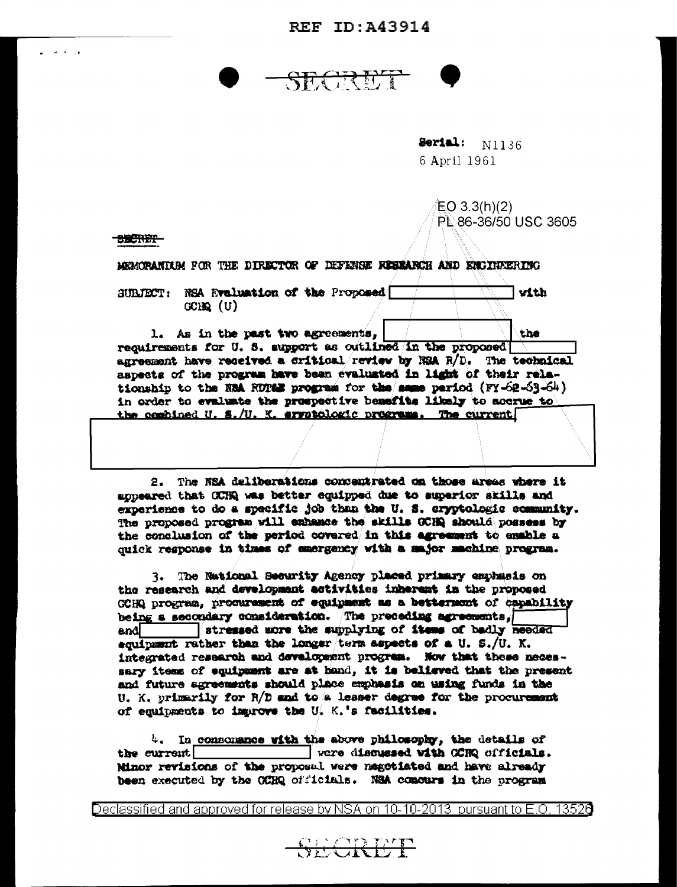SECRET

Serial: N1136
6 April 1961

EO 3.3(h)(2)
PL 86-36/50 USC 3605

SECRET

MEMORANDUM FOR THE DIRECTOR OF DEFENSE RESEARCH AND ENGINEERING

SUBJECT: NSA Evaluation of the Proposed [redacted] with GCHQ (U)

1. As in the past two agreements, [redacted] the requirements for U. S. support as outlined in the proposed [redacted] agreement have received a critical review by NSA R/D. The technical aspects of the program have been evaluated in light of their relationship to the NSA RDT&E program for the same period (FY-62-63-64) in order to evaluate the prospective benefits likely to accrue to the combined U. S./U. K. cryptologic programs. The current [redacted]

2. The NSA deliberations concentrated on those areas where it appeared that GCHQ was better equipped due to superior skills and experience to do a specific job than the U. S. cryptologic community. The proposed program will enhance the skills GCHQ should possess by the conclusion of the period covered in this agreement to enable a quick response in times of emergency with a major machine program.

3. The National Security Agency placed primary emphasis on the research and development activities inherent in the proposed GCHQ program, procurement of equipment as a betterment of capability being a secondary consideration. The preceding agreements, [redacted] and [redacted] stressed more the supplying of items of badly needed equipment rather than the longer term aspects of a U. S./U. K. integrated research and development program. Now that these necessary items of equipment are at hand, it is believed that the present and future agreements should place emphasis on using funds in the U. K. primarily for R/D and to a lesser degree for the procurement of equipments to improve the U. K.'s facilities.

4. In consonance with the above philosophy, the details of the current [redacted] were discussed with GCHQ officials. Minor revisions of the proposal were negotiated and have already been executed by the GCHQ officials. NSA concurs in the program

Declassified and approved for release by NSA on 10-10-2013 pursuant to E.O. 13526

SECRET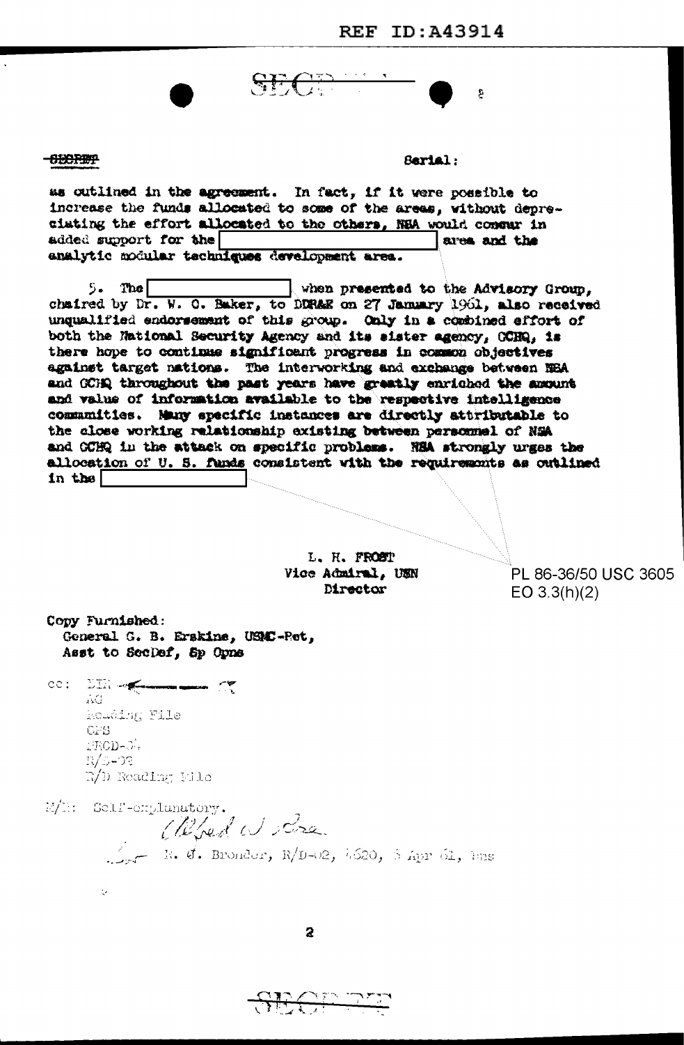REF ID:A43914

SECRET

SECRET Serial:

as outlined in the agreement. In fact, if it were possible to increase the funds allocated to some of the areas, without depreciating the effort allocated to the others, NSA would concur in added support for the [redacted] area and the analytic modular techniques development area.

5. The [redacted] when presented to the Advisory Group, chaired by Dr. W. O. Baker, to DDR&E on 27 January 1961, also received unqualified endorsement of this group. Only in a combined effort of both the National Security Agency and its sister agency, GCHQ, is there hope to continue significant progress in common objectives against target nations. The interworking and exchange between NSA and GCHQ throughout the past years have greatly enriched the amount and value of information available to the respective intelligence communities. Many specific instances are directly attributable to the close working relationship existing between personnel of NSA and GCHQ in the attack on specific problems. NSA strongly urges the allocation of U. S. funds consistent with the requirements as outlined in the [redacted]

L. H. FROST
Vice Admiral, USN
Director

PL 86-36/50 USC 3605
EO 3.3(h)(2)

Copy Furnished:
General G. B. Erskine, USMC-Ret,
Asst to SecDef, Sp Opns

cc: DIR
AG
Reading File
CFS
PROD-04
R/D-02
R/D Reading File

M/R: Self-explanatory.

Alfred W. Bronder

R. W. Bronder, R/D-02, 4620, 5 Apr 61, hms

SECRET